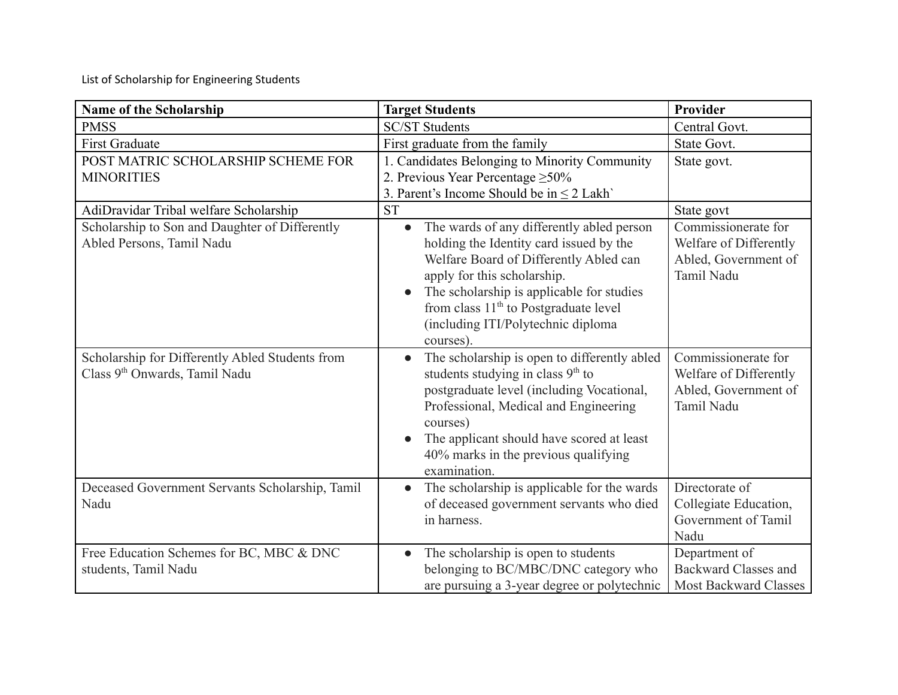List of Scholarship for Engineering Students

| Name of the Scholarship | Target Students | Provider |
| --- | --- | --- |
| PMSS | SC/ST Students | Central Govt. |
| First Graduate | First graduate from the family | State Govt. |
| POST MATRIC SCHOLARSHIP SCHEME FOR MINORITIES | 1. Candidates Belonging to Minority Community<br>2. Previous Year Percentage ≥50%<br>3. Parent's Income Should be in ≤ 2 Lakh` | State govt. |
| AdiDravidar Tribal welfare Scholarship | ST | State govt |
| Scholarship to Son and Daughter of Differently Abled Persons, Tamil Nadu | • The wards of any differently abled person holding the Identity card issued by the Welfare Board of Differently Abled can apply for this scholarship.<br>• The scholarship is applicable for studies from class 11th to Postgraduate level (including ITI/Polytechnic diploma courses). | Commissionerate for Welfare of Differently Abled, Government of Tamil Nadu |
| Scholarship for Differently Abled Students from Class 9th Onwards, Tamil Nadu | • The scholarship is open to differently abled students studying in class 9th to postgraduate level (including Vocational, Professional, Medical and Engineering courses)<br>• The applicant should have scored at least 40% marks in the previous qualifying examination. | Commissionerate for Welfare of Differently Abled, Government of Tamil Nadu |
| Deceased Government Servants Scholarship, Tamil Nadu | • The scholarship is applicable for the wards of deceased government servants who died in harness. | Directorate of Collegiate Education, Government of Tamil Nadu |
| Free Education Schemes for BC, MBC & DNC students, Tamil Nadu | • The scholarship is open to students belonging to BC/MBC/DNC category who are pursuing a 3-year degree or polytechnic | Department of Backward Classes and Most Backward Classes |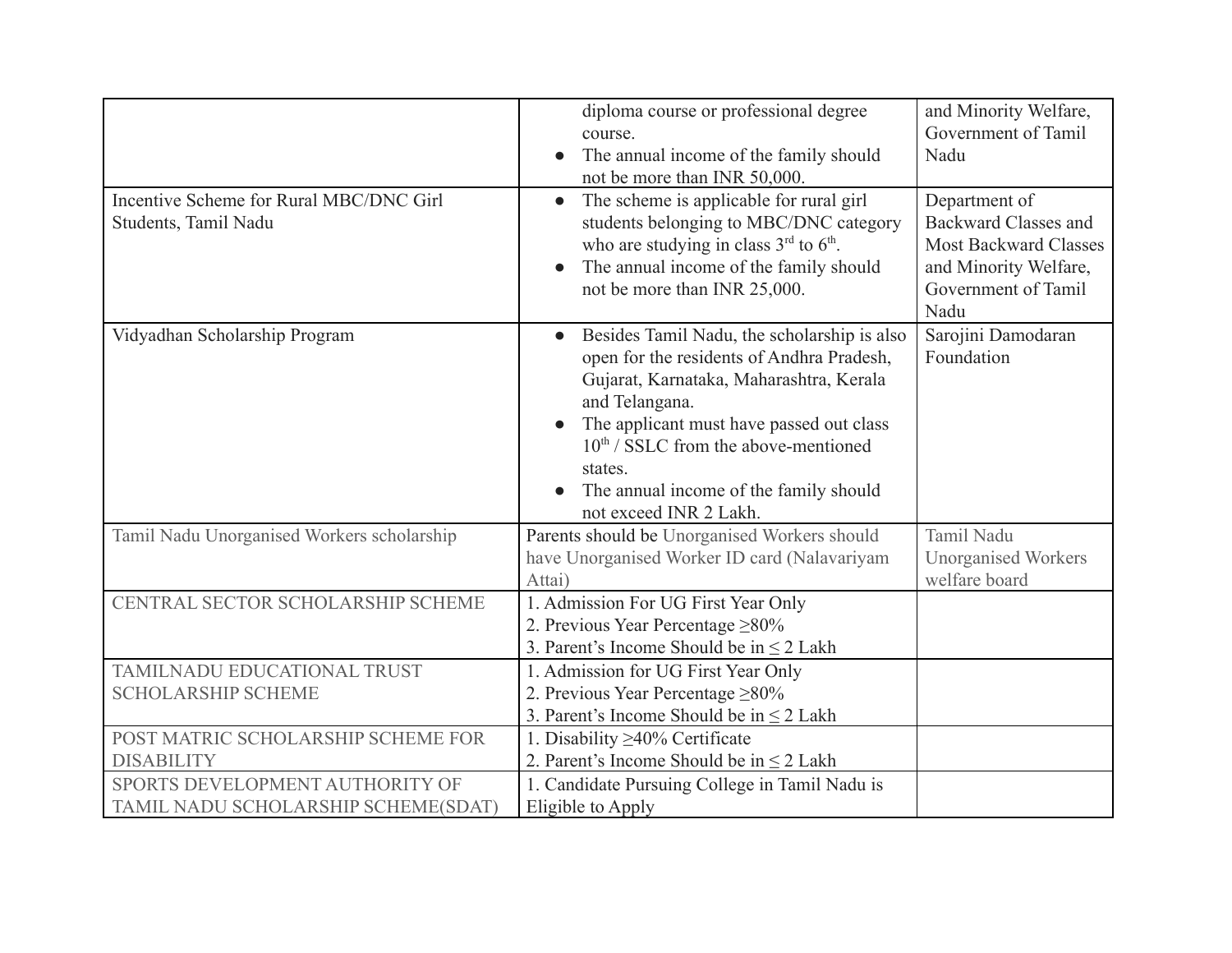| | | |
|---|---|---|
| | diploma course or professional degree course.<br>• The annual income of the family should not be more than INR 50,000. | and Minority Welfare, Government of Tamil Nadu |
| Incentive Scheme for Rural MBC/DNC Girl Students, Tamil Nadu | • The scheme is applicable for rural girl students belonging to MBC/DNC category who are studying in class 3rd to 6th.<br>• The annual income of the family should not be more than INR 25,000. | Department of Backward Classes and Most Backward Classes and Minority Welfare, Government of Tamil Nadu |
| Vidyadhan Scholarship Program | • Besides Tamil Nadu, the scholarship is also open for the residents of Andhra Pradesh, Gujarat, Karnataka, Maharashtra, Kerala and Telangana.<br>• The applicant must have passed out class 10th / SSLC from the above-mentioned states.<br>• The annual income of the family should not exceed INR 2 Lakh. | Sarojini Damodaran Foundation |
| Tamil Nadu Unorganised Workers scholarship | Parents should be Unorganised Workers should have Unorganised Worker ID card (Nalavariyam Attai) | Tamil Nadu Unorganised Workers welfare board |
| CENTRAL SECTOR SCHOLARSHIP SCHEME | 1. Admission For UG First Year Only<br>2. Previous Year Percentage ≥80%<br>3. Parent's Income Should be in ≤ 2 Lakh | |
| TAMILNADU EDUCATIONAL TRUST SCHOLARSHIP SCHEME | 1. Admission for UG First Year Only<br>2. Previous Year Percentage ≥80%<br>3. Parent's Income Should be in ≤ 2 Lakh | |
| POST MATRIC SCHOLARSHIP SCHEME FOR DISABILITY | 1. Disability ≥40% Certificate<br>2. Parent's Income Should be in ≤ 2 Lakh | |
| SPORTS DEVELOPMENT AUTHORITY OF TAMIL NADU SCHOLARSHIP SCHEME(SDAT) | 1. Candidate Pursuing College in Tamil Nadu is Eligible to Apply | |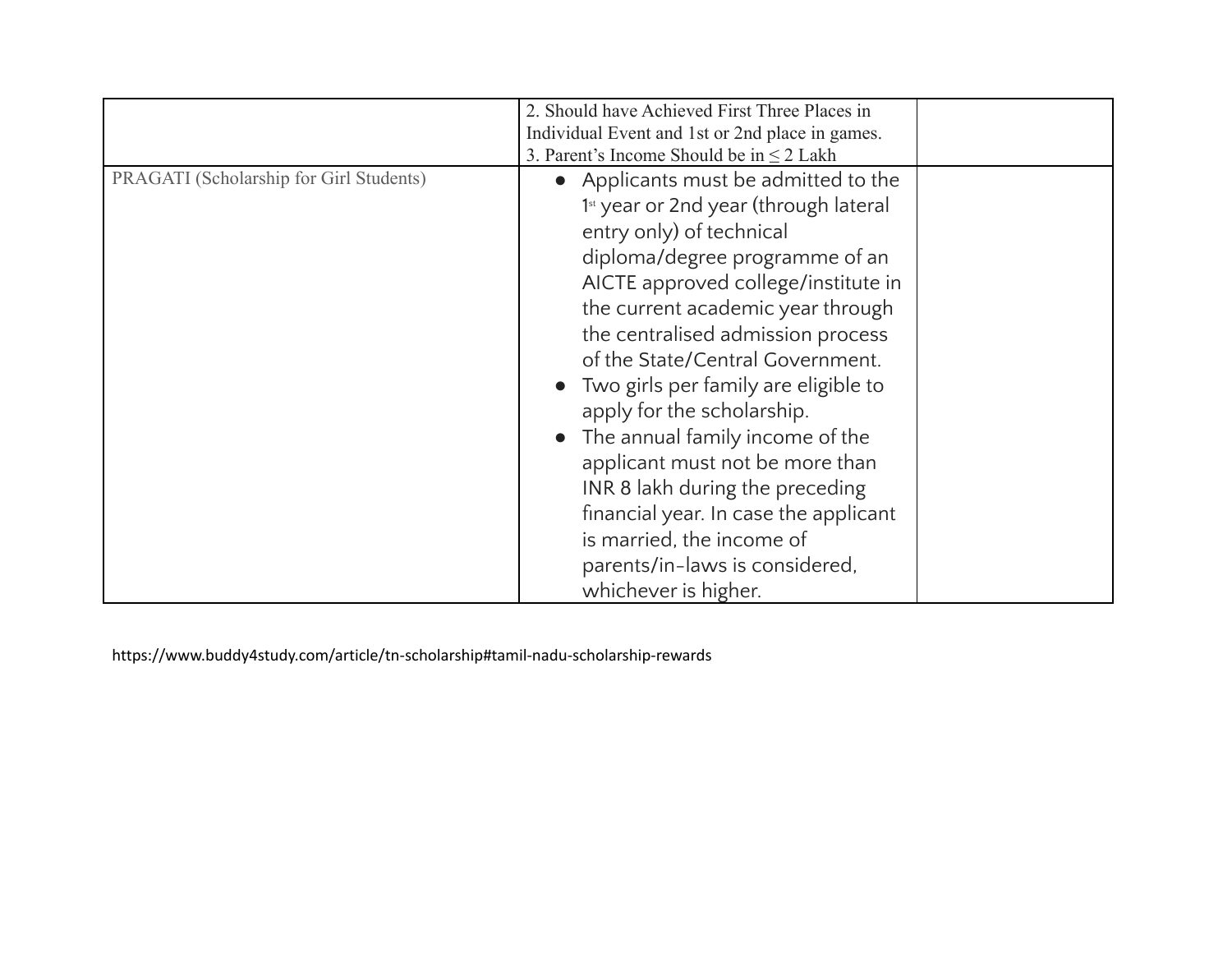| | | |
|---|---|---|
| | 2. Should have Achieved First Three Places in Individual Event and 1st or 2nd place in games.<br>3. Parent's Income Should be in ≤ 2 Lakh | |
| PRAGATI (Scholarship for Girl Students) | • Applicants must be admitted to the 1st year or 2nd year (through lateral entry only) of technical diploma/degree programme of an AICTE approved college/institute in the current academic year through the centralised admission process of the State/Central Government.<br>• Two girls per family are eligible to apply for the scholarship.<br>• The annual family income of the applicant must not be more than INR 8 lakh during the preceding financial year. In case the applicant is married, the income of parents/in-laws is considered, whichever is higher. | |

https://www.buddy4study.com/article/tn-scholarship#tamil-nadu-scholarship-rewards